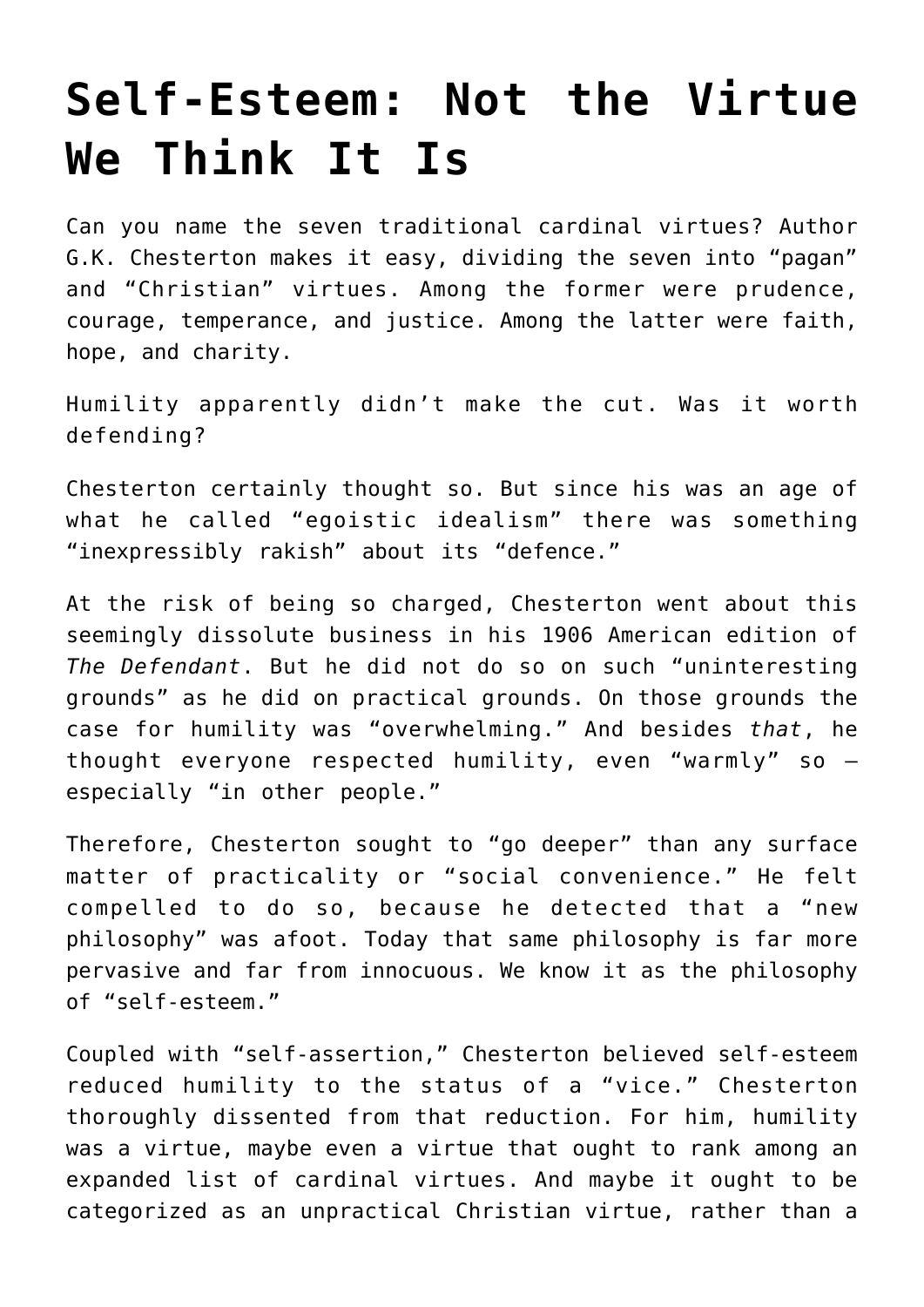# Self-Esteem: Not the Virtue We Think It Is

Can you name the seven traditional cardinal virtues? Author G.K. Chesterton makes it easy, dividing the seven into "pagan" and "Christian" virtues. Among the former were prudence, courage, temperance, and justice. Among the latter were faith, hope, and charity.

Humility apparently didn't make the cut. Was it worth defending?

Chesterton certainly thought so. But since his was an age of what he called "egoistic idealism" there was something "inexpressibly rakish" about its "defence."

At the risk of being so charged, Chesterton went about this seemingly dissolute business in his 1906 American edition of *The Defendant*. But he did not do so on such "uninteresting grounds" as he did on practical grounds. On those grounds the case for humility was "overwhelming." And besides *that*, he thought everyone respected humility, even "warmly" so – especially "in other people."

Therefore, Chesterton sought to "go deeper" than any surface matter of practicality or "social convenience." He felt compelled to do so, because he detected that a "new philosophy" was afoot. Today that same philosophy is far more pervasive and far from innocuous. We know it as the philosophy of "self-esteem."

Coupled with "self-assertion," Chesterton believed self-esteem reduced humility to the status of a "vice." Chesterton thoroughly dissented from that reduction. For him, humility was a virtue, maybe even a virtue that ought to rank among an expanded list of cardinal virtues. And maybe it ought to be categorized as an unpractical Christian virtue, rather than a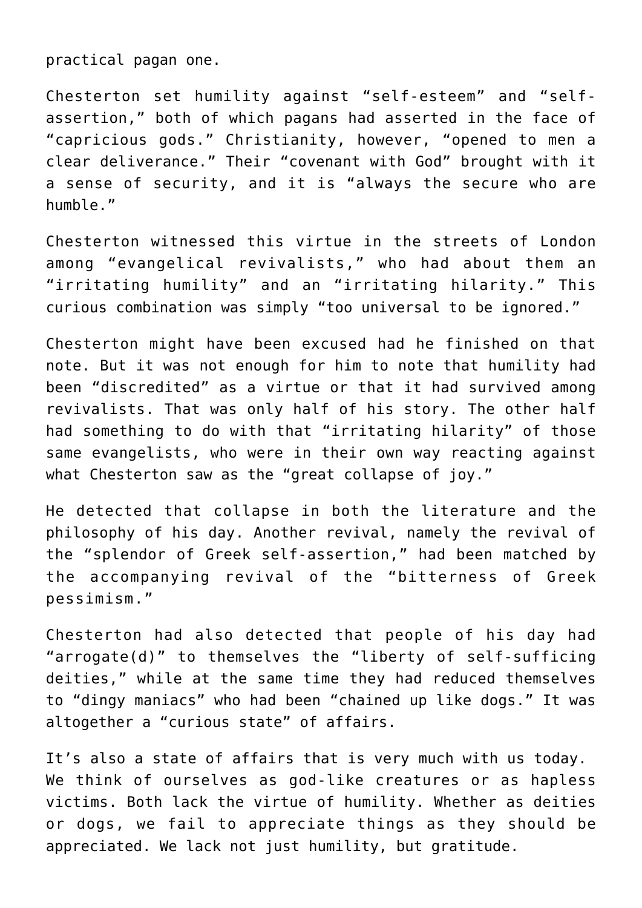practical pagan one.

Chesterton set humility against “self-esteem” and “self-assertion,” both of which pagans had asserted in the face of “capricious gods.” Christianity, however, “opened to men a clear deliverance.” Their “covenant with God” brought with it a sense of security, and it is “always the secure who are humble.”

Chesterton witnessed this virtue in the streets of London among “evangelical revivalists,” who had about them an “irritating humility” and an “irritating hilarity.” This curious combination was simply “too universal to be ignored.”

Chesterton might have been excused had he finished on that note. But it was not enough for him to note that humility had been “discredited” as a virtue or that it had survived among revivalists. That was only half of his story. The other half had something to do with that “irritating hilarity” of those same evangelists, who were in their own way reacting against what Chesterton saw as the “great collapse of joy.”

He detected that collapse in both the literature and the philosophy of his day. Another revival, namely the revival of the “splendor of Greek self-assertion,” had been matched by the accompanying revival of the “bitterness of Greek pessimism.”

Chesterton had also detected that people of his day had “arrogate(d)” to themselves the “liberty of self-sufficing deities,” while at the same time they had reduced themselves to “dingy maniacs” who had been “chained up like dogs.” It was altogether a “curious state” of affairs.

It’s also a state of affairs that is very much with us today. We think of ourselves as god-like creatures or as hapless victims. Both lack the virtue of humility. Whether as deities or dogs, we fail to appreciate things as they should be appreciated. We lack not just humility, but gratitude.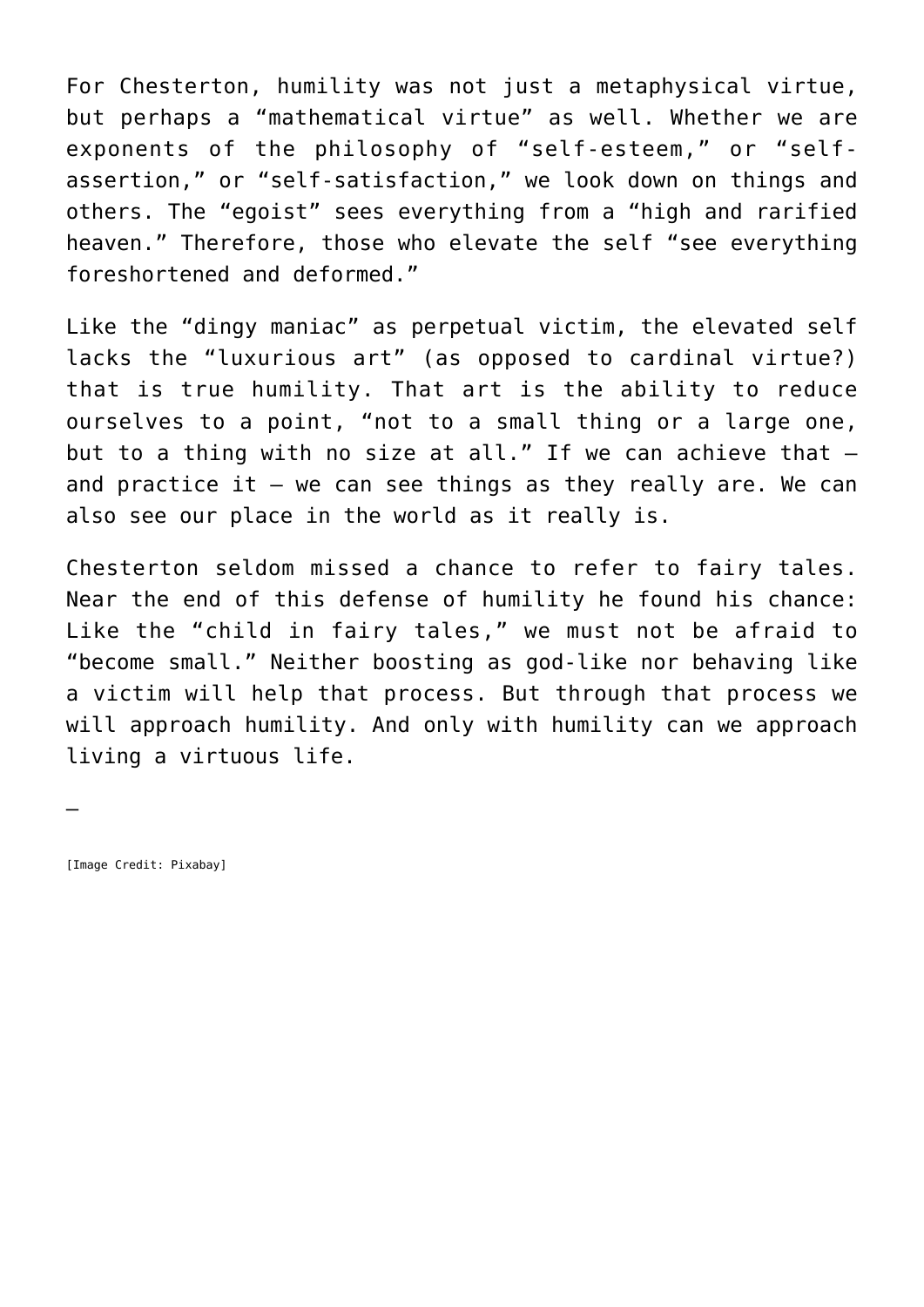For Chesterton, humility was not just a metaphysical virtue, but perhaps a "mathematical virtue" as well. Whether we are exponents of the philosophy of "self-esteem," or "self-assertion," or "self-satisfaction," we look down on things and others. The "egoist" sees everything from a "high and rarified heaven." Therefore, those who elevate the self "see everything foreshortened and deformed."

Like the "dingy maniac" as perpetual victim, the elevated self lacks the "luxurious art" (as opposed to cardinal virtue?) that is true humility. That art is the ability to reduce ourselves to a point, "not to a small thing or a large one, but to a thing with no size at all." If we can achieve that – and practice it – we can see things as they really are. We can also see our place in the world as it really is.

Chesterton seldom missed a chance to refer to fairy tales. Near the end of this defense of humility he found his chance: Like the "child in fairy tales," we must not be afraid to "become small." Neither boosting as god-like nor behaving like a victim will help that process. But through that process we will approach humility. And only with humility can we approach living a virtuous life.

—

[Image Credit: Pixabay]